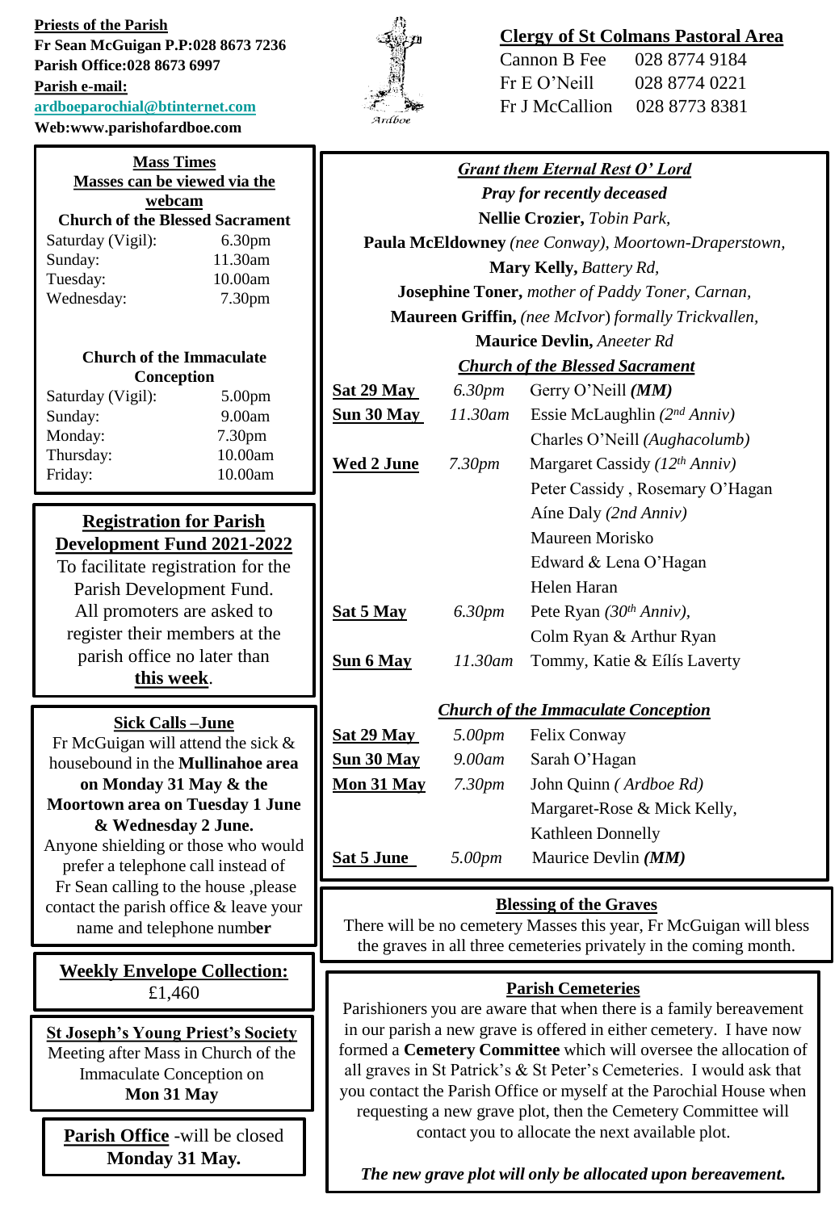**Priests of the Parish**
**Fr Sean McGuigan P.P:028 8673 7236**
**Parish Office:028 8673 6997**
**Parish e-mail:**
**ardboeparochial@btinternet.com**
**Web:www.parishofardboe.com**

## Clergy of St Colmans Pastoral Area

| | |
|---|---|
| Cannon B Fee | 028 8774 9184 |
| Fr E O'Neill | 028 8774 0221 |
| Fr J McCallion | 028 8773 8381 |

### Mass Times
**Masses can be viewed via the webcam**

**Church of the Blessed Sacrament**

| | |
|---|---|
| Saturday (Vigil): | 6.30pm |
| Sunday: | 11.30am |
| Tuesday: | 10.00am |
| Wednesday: | 7.30pm |

**Church of the Immaculate Conception**

| | |
|---|---|
| Saturday (Vigil): | 5.00pm |
| Sunday: | 9.00am |
| Monday: | 7.30pm |
| Thursday: | 10.00am |
| Friday: | 10.00am |

### Registration for Parish Development Fund 2021-2022
To facilitate registration for the Parish Development Fund. All promoters are asked to register their members at the parish office no later than **this week**.

### Sick Calls –June
Fr McGuigan will attend the sick & housebound in the **Mullinahoe area on Monday 31 May & the Moortown area on Tuesday 1 June & Wednesday 2 June.**
Anyone shielding or those who would prefer a telephone call instead of Fr Sean calling to the house ,please contact the parish office & leave your name and telephone number

### Weekly Envelope Collection:
£1,460

### St Joseph's Young Priest's Society
Meeting after Mass in Church of the Immaculate Conception on **Mon 31 May**

**Parish Office** -will be closed **Monday 31 May.**

### *Grant them Eternal Rest O' Lord*
***Pray for recently deceased***

**Nellie Crozier,** *Tobin Park,*
**Paula McEldowney** *(nee Conway), Moortown-Draperstown,*
**Mary Kelly,** *Battery Rd,*
**Josephine Toner,** *mother of Paddy Toner, Carnan,*
**Maureen Griffin,** *(nee McIvor) formally Trickvallen,*
**Maurice Devlin,** *Aneeter Rd*

### *Church of the Blessed Sacrament*

| | | |
|---|---|---|
| **Sat 29 May** | *6.30pm* | Gerry O'Neill ***(MM)*** |
| **Sun 30 May** | *11.30am* | Essie McLaughlin *(2nd Anniv)* |
| | | Charles O'Neill *(Aughacolumb)* |
| **Wed 2 June** | *7.30pm* | Margaret Cassidy *(12th Anniv)* |
| | | Peter Cassidy , Rosemary O'Hagan |
| | | Aíne Daly *(2nd Anniv)* |
| | | Maureen Morisko |
| | | Edward & Lena O'Hagan |
| | | Helen Haran |
| **Sat 5 May** | *6.30pm* | Pete Ryan *(30th Anniv),* |
| | | Colm Ryan & Arthur Ryan |
| **Sun 6 May** | *11.30am* | Tommy, Katie & Eílís Laverty |

### *Church of the Immaculate Conception*

| | | |
|---|---|---|
| **Sat 29 May** | *5.00pm* | Felix Conway |
| **Sun 30 May** | *9.00am* | Sarah O'Hagan |
| **Mon 31 May** | *7.30pm* | John Quinn *( Ardboe Rd)* |
| | | Margaret-Rose & Mick Kelly, |
| | | Kathleen Donnelly |
| **Sat 5 June** | *5.00pm* | Maurice Devlin ***(MM)*** |

### Blessing of the Graves
There will be no cemetery Masses this year, Fr McGuigan will bless the graves in all three cemeteries privately in the coming month.

### Parish Cemeteries
Parishioners you are aware that when there is a family bereavement in our parish a new grave is offered in either cemetery. I have now formed a **Cemetery Committee** which will oversee the allocation of all graves in St Patrick's & St Peter's Cemeteries. I would ask that you contact the Parish Office or myself at the Parochial House when requesting a new grave plot, then the Cemetery Committee will contact you to allocate the next available plot.

***The new grave plot will only be allocated upon bereavement.***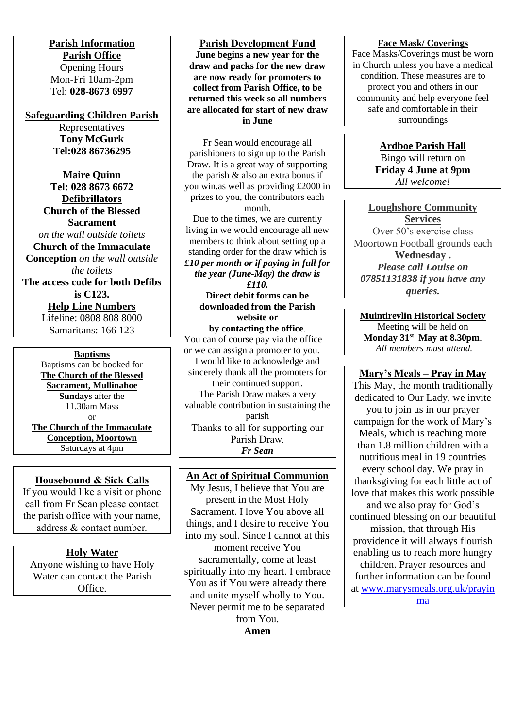## Parish Information

### Parish Office

Opening Hours
Mon-Fri 10am-2pm
Tel: **028-8673 6997**

### Safeguarding Children Parish

Representatives

**Tony McGurk**
**Tel:028 86736295**

**Maire Quinn**
**Tel: 028 8673 6672**

### Defibrillators

**Church of the Blessed Sacrament** *on the wall outside toilets*
**Church of the Immaculate Conception** *on the wall outside the toilets*
**The access code for both Defibs is C123.**

### Help Line Numbers

Lifeline: 0808 808 8000
Samaritans: 166 123

## Baptisms

Baptisms can be booked for **The Church of the Blessed Sacrament, Mullinahoe**
**Sundays** after the 11.30am Mass
or
**The Church of the Immaculate Conception, Moortown**
Saturdays at 4pm

## Housebound & Sick Calls

If you would like a visit or phone call from Fr Sean please contact the parish office with your name, address & contact number.

## Holy Water

Anyone wishing to have Holy Water can contact the Parish Office.

## Parish Development Fund

**June begins a new year for the draw and packs for the new draw are now ready for promoters to collect from Parish Office, to be returned this week so all numbers are allocated for start of new draw in June**

Fr Sean would encourage all parishioners to sign up to the Parish Draw. It is a great way of supporting the parish & also an extra bonus if you win.as well as providing £2000 in prizes to you, the contributors each month.

Due to the times, we are currently living in we would encourage all new members to think about setting up a standing order for the draw which is ***£10 per month or if paying in full for the year (June-May) the draw is £110.***

**Direct debit forms can be downloaded from the Parish website or by contacting the office.**

You can of course pay via the office or we can assign a promoter to you.

I would like to acknowledge and sincerely thank all the promoters for their continued support.

The Parish Draw makes a very valuable contribution in sustaining the parish

Thanks to all for supporting our Parish Draw.

***Fr Sean***

## An Act of Spiritual Communion

My Jesus, I believe that You are present in the Most Holy Sacrament. I love You above all things, and I desire to receive You into my soul. Since I cannot at this moment receive You sacramentally, come at least spiritually into my heart. I embrace You as if You were already there and unite myself wholly to You. Never permit me to be separated from You.

**Amen**

## Face Mask/ Coverings

Face Masks/Coverings must be worn in Church unless you have a medical condition. These measures are to protect you and others in our community and help everyone feel safe and comfortable in their surroundings

## Ardboe Parish Hall

Bingo will return on
**Friday 4 June at 9pm**
*All welcome!*

## Loughshore Community Services

Over 50's exercise class Moortown Football grounds each **Wednesday .**
***Please call Louise on 07851131838 if you have any queries.***

## Muintirevlin Historical Society

Meeting will be held on **Monday 31st May at 8.30pm**.
*All members must attend.*

## Mary's Meals – Pray in May

This May, the month traditionally dedicated to Our Lady, we invite you to join us in our prayer campaign for the work of Mary's Meals, which is reaching more than 1.8 million children with a nutritious meal in 19 countries every school day. We pray in thanksgiving for each little act of love that makes this work possible and we also pray for God's continued blessing on our beautiful mission, that through His providence it will always flourish enabling us to reach more hungry children. Prayer resources and further information can be found at www.marysmeals.org.uk/prayinma